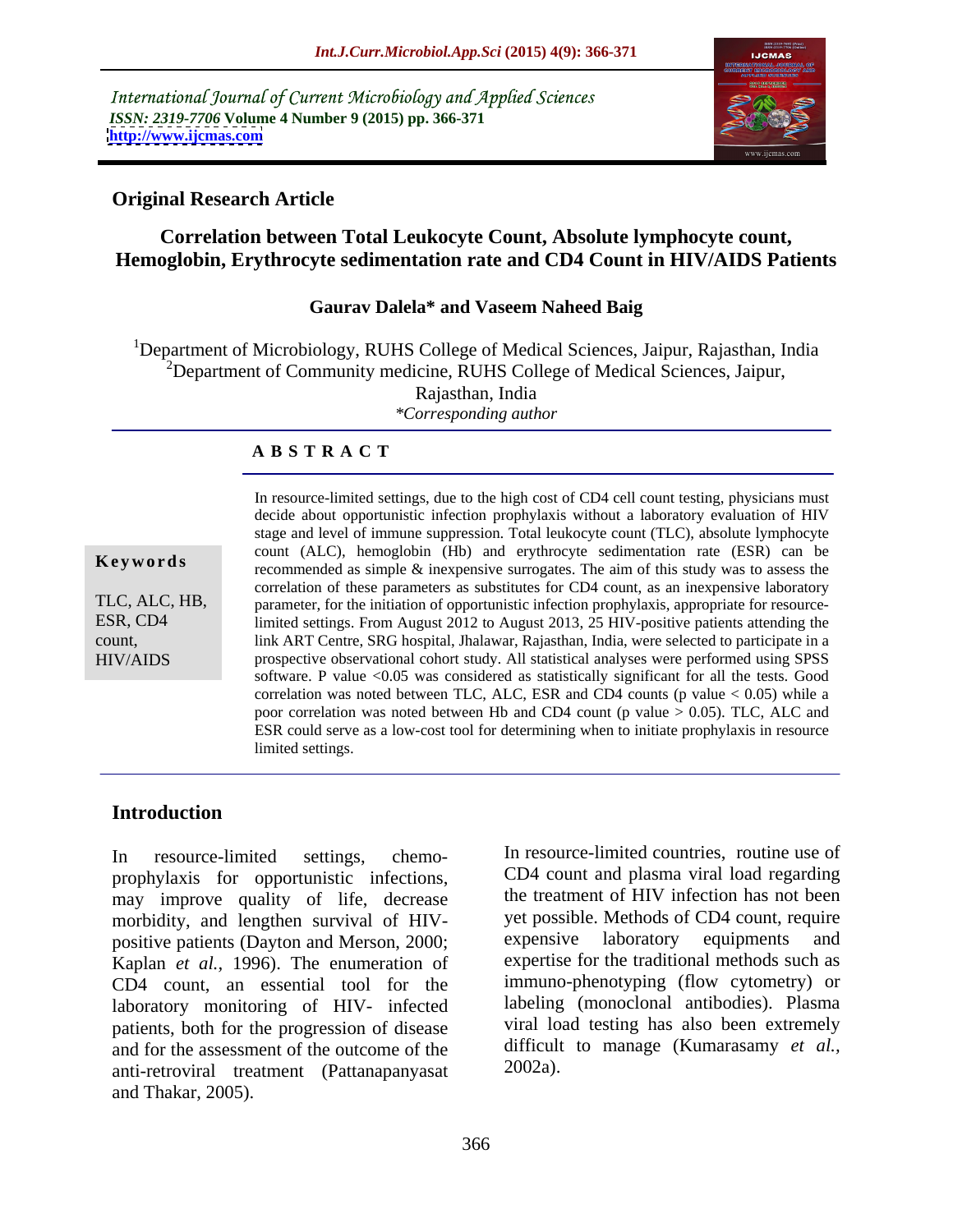International Journal of Current Microbiology and Applied Sciences
*ISSN: 2319-7706* **Volume 4 Number 9 (2015) pp. 366-371**
**http://www.ijcmas.com**

**Original Research Article**

# Correlation between Total Leukocyte Count, Absolute lymphocyte count, Hemoglobin, Erythrocyte sedimentation rate and CD4 Count in HIV/AIDS Patients

**Gaurav Dalela\* and Vaseem Naheed Baig**

[1]Department of Microbiology, RUHS College of Medical Sciences, Jaipur, Rajasthan, India
[2]Department of Community medicine, RUHS College of Medical Sciences, Jaipur, Rajasthan, India
*\*Corresponding author*

**A B S T R A C T**

**Keywords**

TLC, ALC, HB, ESR, CD4 count, HIV/AIDS

In resource-limited settings, due to the high cost of CD4 cell count testing, physicians must decide about opportunistic infection prophylaxis without a laboratory evaluation of HIV stage and level of immune suppression. Total leukocyte count (TLC), absolute lymphocyte count (ALC), hemoglobin (Hb) and erythrocyte sedimentation rate (ESR) can be recommended as simple & inexpensive surrogates. The aim of this study was to assess the correlation of these parameters as substitutes for CD4 count, as an inexpensive laboratory parameter, for the initiation of opportunistic infection prophylaxis, appropriate for resource-limited settings. From August 2012 to August 2013, 25 HIV-positive patients attending the link ART Centre, SRG hospital, Jhalawar, Rajasthan, India, were selected to participate in a prospective observational cohort study. All statistical analyses were performed using SPSS software. P value <0.05 was considered as statistically significant for all the tests. Good correlation was noted between TLC, ALC, ESR and CD4 counts (p value < 0.05) while a poor correlation was noted between Hb and CD4 count (p value > 0.05). TLC, ALC and ESR could serve as a low-cost tool for determining when to initiate prophylaxis in resource limited settings.

## Introduction

In resource-limited settings, chemo-prophylaxis for opportunistic infections, may improve quality of life, decrease morbidity, and lengthen survival of HIV-positive patients (Dayton and Merson, 2000; Kaplan *et al.,* 1996). The enumeration of CD4 count, an essential tool for the laboratory monitoring of HIV- infected patients, both for the progression of disease and for the assessment of the outcome of the anti-retroviral treatment (Pattanapanyasat and Thakar, 2005).

In resource-limited countries, routine use of CD4 count and plasma viral load regarding the treatment of HIV infection has not been yet possible. Methods of CD4 count, require expensive laboratory equipments and expertise for the traditional methods such as immuno-phenotyping (flow cytometry) or labeling (monoclonal antibodies). Plasma viral load testing has also been extremely difficult to manage (Kumarasamy *et al.,* 2002a).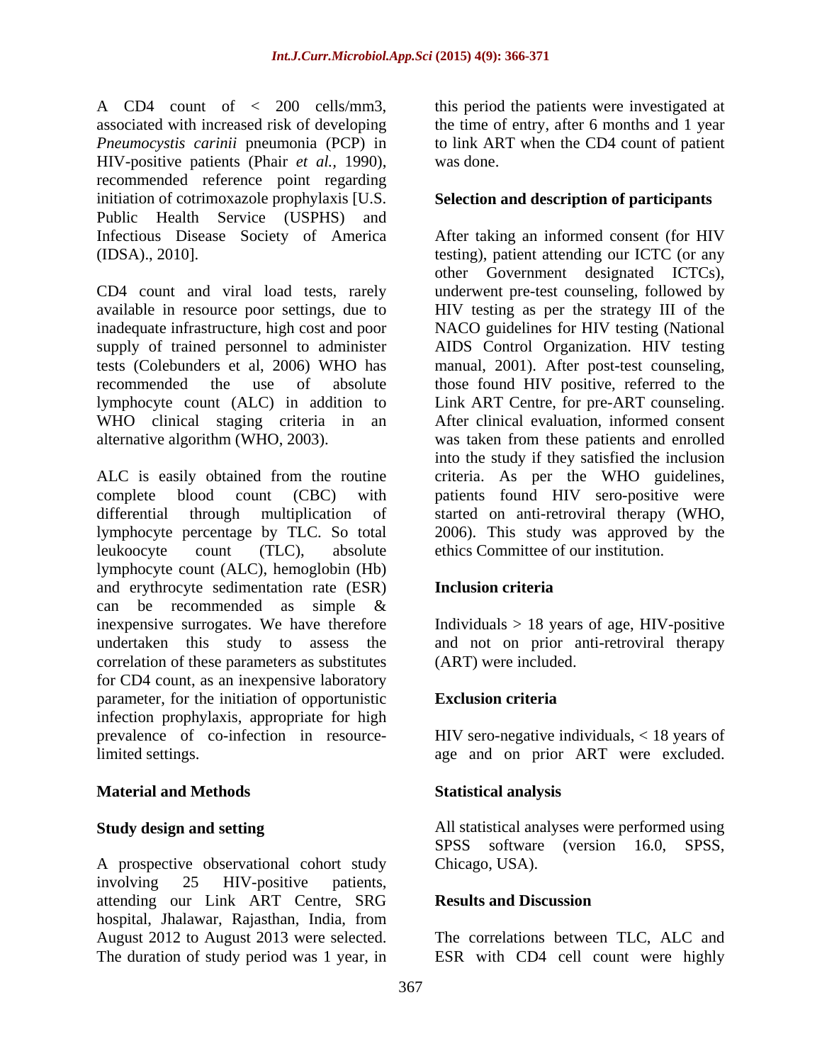A CD4 count of < 200 cells/mm3, associated with increased risk of developing *Pneumocystis carinii* pneumonia (PCP) in HIV-positive patients (Phair *et al.*, 1990), recommended reference point regarding initiation of cotrimoxazole prophylaxis [U.S. Public Health Service (USPHS) and Infectious Disease Society of America (IDSA)., 2010].

CD4 count and viral load tests, rarely available in resource poor settings, due to inadequate infrastructure, high cost and poor supply of trained personnel to administer tests (Colebunders et al, 2006) WHO has recommended the use of absolute lymphocyte count (ALC) in addition to WHO clinical staging criteria in an alternative algorithm (WHO, 2003).

ALC is easily obtained from the routine complete blood count (CBC) with differential through multiplication of lymphocyte percentage by TLC. So total leukoocyte count (TLC), absolute lymphocyte count (ALC), hemoglobin (Hb) and erythrocyte sedimentation rate (ESR) can be recommended as simple & inexpensive surrogates. We have therefore undertaken this study to assess the correlation of these parameters as substitutes for CD4 count, as an inexpensive laboratory parameter, for the initiation of opportunistic infection prophylaxis, appropriate for high prevalence of co-infection in resource-limited settings.

## Material and Methods

### Study design and setting

A prospective observational cohort study involving 25 HIV-positive patients, attending our Link ART Centre, SRG hospital, Jhalawar, Rajasthan, India, from August 2012 to August 2013 were selected. The duration of study period was 1 year, in this period the patients were investigated at the time of entry, after 6 months and 1 year to link ART when the CD4 count of patient was done.

### Selection and description of participants

After taking an informed consent (for HIV testing), patient attending our ICTC (or any other Government designated ICTCs), underwent pre-test counseling, followed by HIV testing as per the strategy III of the NACO guidelines for HIV testing (National AIDS Control Organization. HIV testing manual, 2001). After post-test counseling, those found HIV positive, referred to the Link ART Centre, for pre-ART counseling. After clinical evaluation, informed consent was taken from these patients and enrolled into the study if they satisfied the inclusion criteria. As per the WHO guidelines, patients found HIV sero-positive were started on anti-retroviral therapy (WHO, 2006). This study was approved by the ethics Committee of our institution.

### Inclusion criteria

Individuals > 18 years of age, HIV-positive and not on prior anti-retroviral therapy (ART) were included.

### Exclusion criteria

HIV sero-negative individuals, < 18 years of age and on prior ART were excluded.

### Statistical analysis

All statistical analyses were performed using SPSS software (version 16.0, SPSS, Chicago, USA).

## Results and Discussion

The correlations between TLC, ALC and ESR with CD4 cell count were highly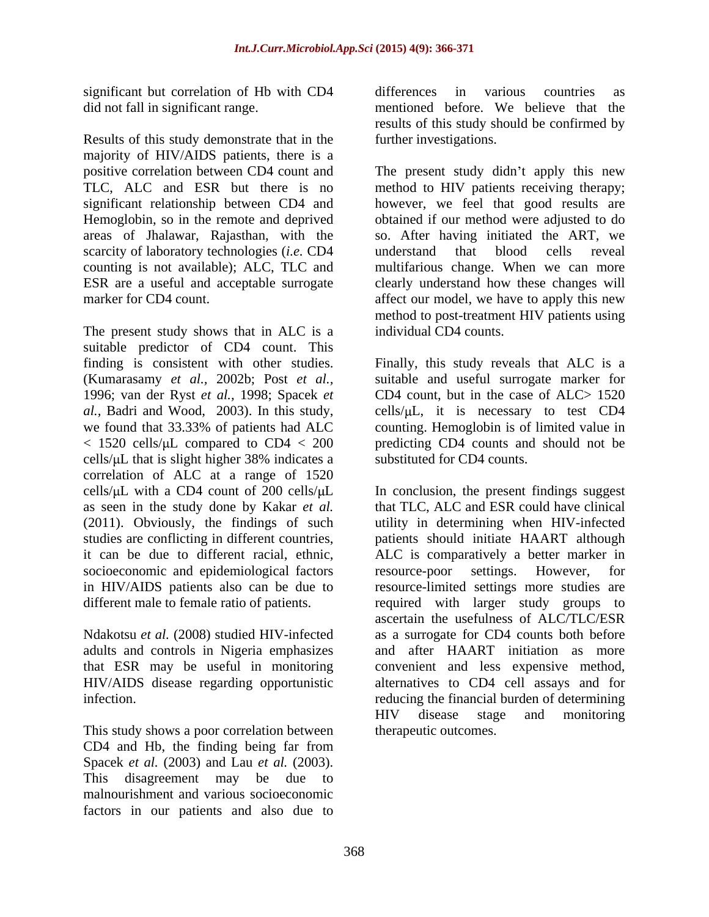significant but correlation of Hb with CD4 did not fall in significant range.

Results of this study demonstrate that in the majority of HIV/AIDS patients, there is a positive correlation between CD4 count and TLC, ALC and ESR but there is no significant relationship between CD4 and Hemoglobin, so in the remote and deprived areas of Jhalawar, Rajasthan, with the scarcity of laboratory technologies (*i.e.* CD4 counting is not available); ALC, TLC and ESR are a useful and acceptable surrogate marker for CD4 count.

The present study shows that in ALC is a suitable predictor of CD4 count. This finding is consistent with other studies. (Kumarasamy *et al.,* 2002b; Post *et al.,* 1996; van der Ryst *et al.,* 1998; Spacek *et al.,* Badri and Wood, 2003). In this study, we found that 33.33% of patients had ALC < 1520 cells/μL compared to CD4 < 200 cells/μL that is slight higher 38% indicates a correlation of ALC at a range of 1520 cells/μL with a CD4 count of 200 cells/μL as seen in the study done by Kakar *et al.* (2011). Obviously, the findings of such studies are conflicting in different countries, it can be due to different racial, ethnic, socioeconomic and epidemiological factors in HIV/AIDS patients also can be due to different male to female ratio of patients.

Ndakotsu *et al.* (2008) studied HIV-infected adults and controls in Nigeria emphasizes that ESR may be useful in monitoring HIV/AIDS disease regarding opportunistic infection.

This study shows a poor correlation between CD4 and Hb, the finding being far from Spacek *et al.* (2003) and Lau *et al.* (2003). This disagreement may be due to malnourishment and various socioeconomic factors in our patients and also due to differences in various countries as mentioned before. We believe that the results of this study should be confirmed by further investigations.

The present study didn't apply this new method to HIV patients receiving therapy; however, we feel that good results are obtained if our method were adjusted to do so. After having initiated the ART, we understand that blood cells reveal multifarious change. When we can more clearly understand how these changes will affect our model, we have to apply this new method to post-treatment HIV patients using individual CD4 counts.

Finally, this study reveals that ALC is a suitable and useful surrogate marker for CD4 count, but in the case of ALC> 1520 cells/μL, it is necessary to test CD4 counting. Hemoglobin is of limited value in predicting CD4 counts and should not be substituted for CD4 counts.

In conclusion, the present findings suggest that TLC, ALC and ESR could have clinical utility in determining when HIV-infected patients should initiate HAART although ALC is comparatively a better marker in resource-poor settings. However, for resource-limited settings more studies are required with larger study groups to ascertain the usefulness of ALC/TLC/ESR as a surrogate for CD4 counts both before and after HAART initiation as more convenient and less expensive method, alternatives to CD4 cell assays and for reducing the financial burden of determining HIV disease stage and monitoring therapeutic outcomes.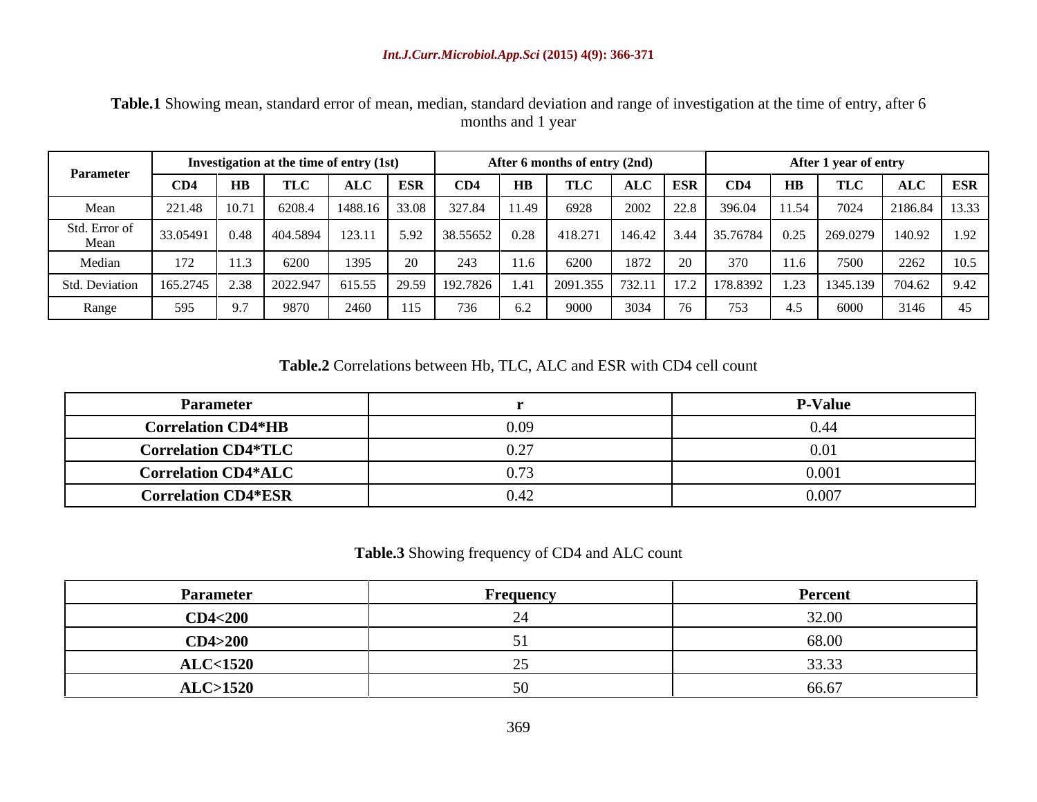**Table.1** Showing mean, standard error of mean, median, standard deviation and range of investigation at the time of entry, after 6 months and 1 year

| Parameter | Investigation at the time of entry (1st) | | | | | After 6 months of entry (2nd) | | | | | After 1 year of entry | | | | |
|---|---|---|---|---|---|---|---|---|---|---|---|---|---|---|---|
| | CD4 | HB | TLC | ALC | ESR | CD4 | HB | TLC | ALC | ESR | CD4 | HB | TLC | ALC | ESR |
| Mean | 221.48 | 10.71 | 6208.4 | 1488.16 | 33.08 | 327.84 | 11.49 | 6928 | 2002 | 22.8 | 396.04 | 11.54 | 7024 | 2186.84 | 13.33 |
| Std. Error of Mean | 33.05491 | 0.48 | 404.5894 | 123.11 | 5.92 | 38.55652 | 0.28 | 418.271 | 146.42 | 3.44 | 35.76784 | 0.25 | 269.0279 | 140.92 | 1.92 |
| Median | 172 | 11.3 | 6200 | 1395 | 20 | 243 | 11.6 | 6200 | 1872 | 20 | 370 | 11.6 | 7500 | 2262 | 10.5 |
| Std. Deviation | 165.2745 | 2.38 | 2022.947 | 615.55 | 29.59 | 192.7826 | 1.41 | 2091.355 | 732.11 | 17.2 | 178.8392 | 1.23 | 1345.139 | 704.62 | 9.42 |
| Range | 595 | 9.7 | 9870 | 2460 | 115 | 736 | 6.2 | 9000 | 3034 | 76 | 753 | 4.5 | 6000 | 3146 | 45 |

**Table.2** Correlations between Hb, TLC, ALC and ESR with CD4 cell count

| Parameter | r | P-Value |
|---|---|---|
| **Correlation CD4*HB** | 0.09 | 0.44 |
| **Correlation CD4*TLC** | 0.27 | 0.01 |
| **Correlation CD4*ALC** | 0.73 | 0.001 |
| **Correlation CD4*ESR** | 0.42 | 0.007 |

**Table.3** Showing frequency of CD4 and ALC count

| Parameter | Frequency | Percent |
|---|---|---|
| **CD4<200** | 24 | 32.00 |
| **CD4>200** | 51 | 68.00 |
| **ALC<1520** | 25 | 33.33 |
| **ALC>1520** | 50 | 66.67 |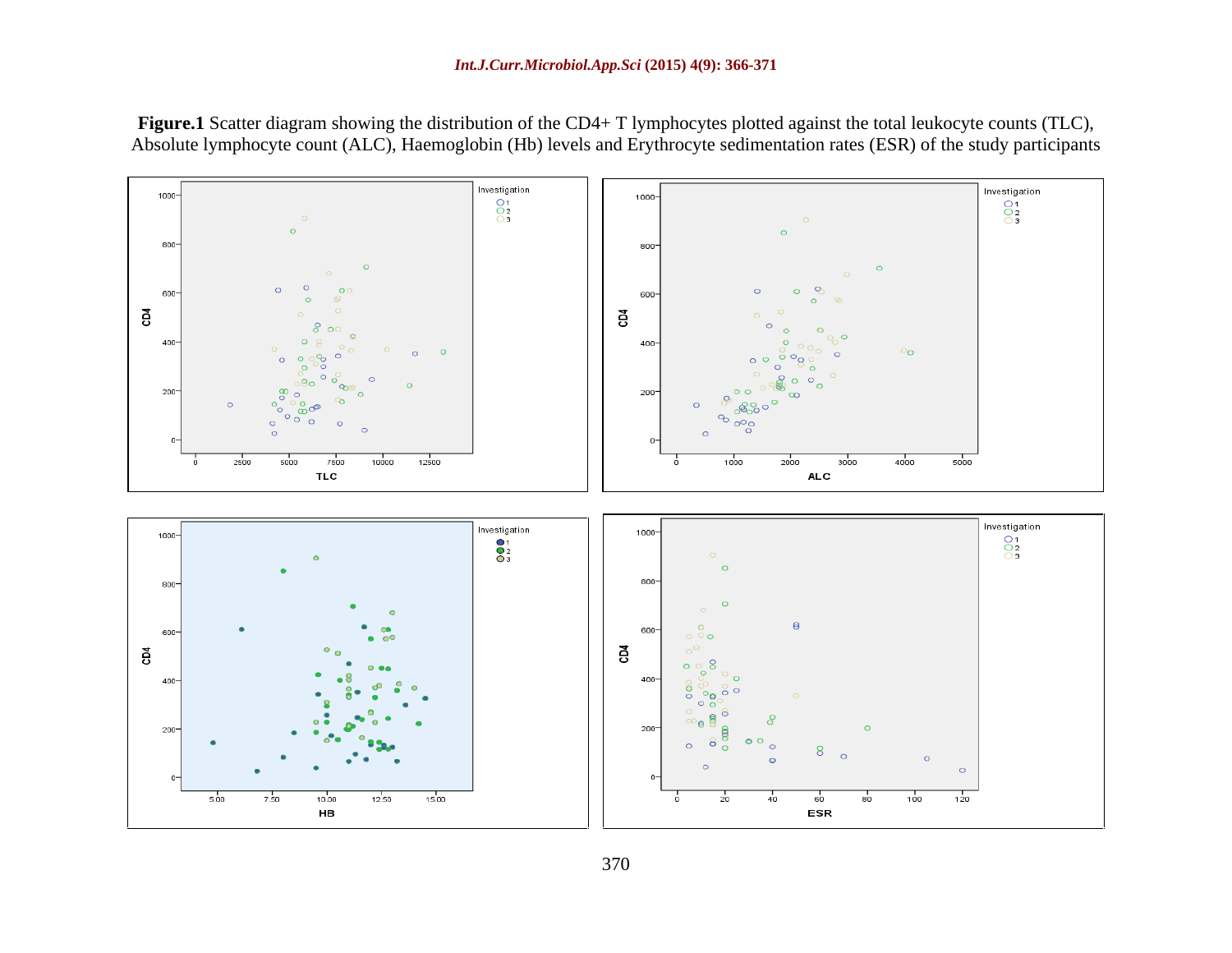**Figure.1** Scatter diagram showing the distribution of the CD4+ T lymphocytes plotted against the total leukocyte counts (TLC), Absolute lymphocyte count (ALC), Haemoglobin (Hb) levels and Erythrocyte sedimentation rates (ESR) of the study participants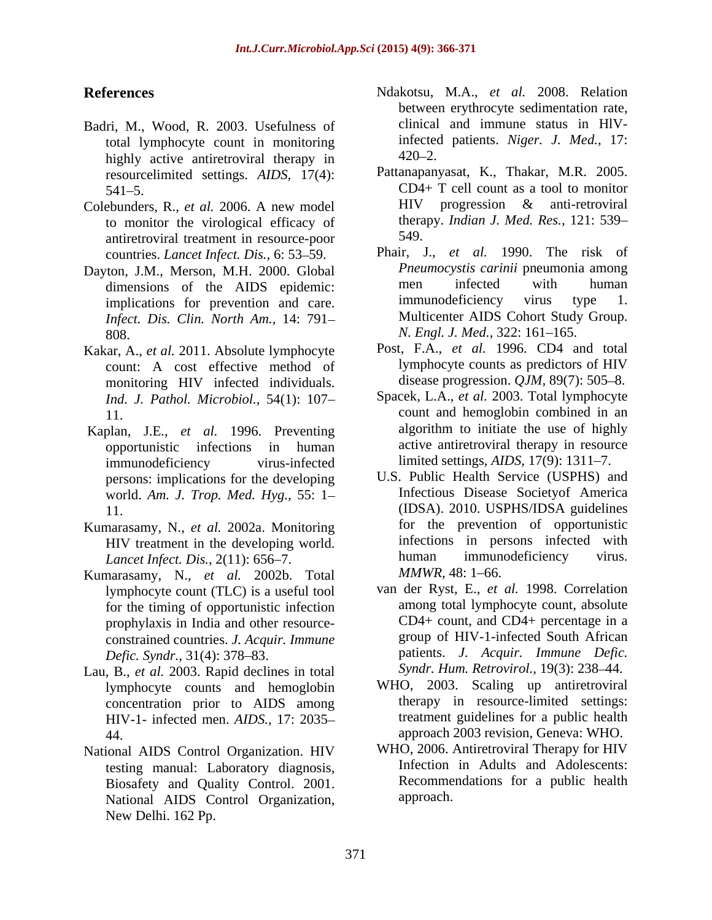## References

Badri, M., Wood, R. 2003. Usefulness of total lymphocyte count in monitoring highly active antiretroviral therapy in resourcelimited settings. *AIDS*, 17(4): 541–5.

Colebunders, R., *et al.* 2006. A new model to monitor the virological efficacy of antiretroviral treatment in resource-poor countries. *Lancet Infect. Dis.,* 6: 53–59.

Dayton, J.M., Merson, M.H. 2000. Global dimensions of the AIDS epidemic: implications for prevention and care. *Infect. Dis. Clin. North Am.,* 14: 791–808.

Kakar, A., *et al.* 2011. Absolute lymphocyte count: A cost effective method of monitoring HIV infected individuals. *Ind. J. Pathol. Microbiol.,* 54(1): 107–11.

Kaplan, J.E., *et al.* 1996. Preventing opportunistic infections in human immunodeficiency virus-infected persons: implications for the developing world. *Am. J. Trop. Med. Hyg.,* 55: 1–11.

Kumarasamy, N., *et al.* 2002a. Monitoring HIV treatment in the developing world. *Lancet Infect. Dis.,* 2(11): 656–7.

Kumarasamy, N., *et al.* 2002b. Total lymphocyte count (TLC) is a useful tool for the timing of opportunistic infection prophylaxis in India and other resource-constrained countries. *J. Acquir. Immune Defic. Syndr.,* 31(4): 378–83.

Lau, B., *et al.* 2003. Rapid declines in total lymphocyte counts and hemoglobin concentration prior to AIDS among HIV-1- infected men. *AIDS.,* 17: 2035–44.

National AIDS Control Organization. HIV testing manual: Laboratory diagnosis, Biosafety and Quality Control. 2001. National AIDS Control Organization, New Delhi. 162 Pp.

Ndakotsu, M.A., *et al.* 2008. Relation between erythrocyte sedimentation rate, clinical and immune status in HIV-infected patients. *Niger. J. Med.,* 17: 420–2.

Pattanapanyasat, K., Thakar, M.R. 2005. CD4+ T cell count as a tool to monitor HIV progression & anti-retroviral therapy. *Indian J. Med. Res.,* 121: 539–549.

Phair, J., *et al.* 1990. The risk of *Pneumocystis carinii* pneumonia among men infected with human immunodeficiency virus type 1. Multicenter AIDS Cohort Study Group. *N. Engl. J. Med.,* 322: 161–165.

Post, F.A., *et al.* 1996. CD4 and total lymphocyte counts as predictors of HIV disease progression. *QJM*, 89(7): 505–8.

Spacek, L.A., *et al.* 2003. Total lymphocyte count and hemoglobin combined in an algorithm to initiate the use of highly active antiretroviral therapy in resource limited settings, *AIDS*, 17(9): 1311–7.

U.S. Public Health Service (USPHS) and Infectious Disease Societyof America (IDSA). 2010. USPHS/IDSA guidelines for the prevention of opportunistic infections in persons infected with human immunodeficiency virus. *MMWR*, 48: 1–66.

van der Ryst, E., *et al.* 1998. Correlation among total lymphocyte count, absolute CD4+ count, and CD4+ percentage in a group of HIV-1-infected South African patients. *J. Acquir. Immune Defic. Syndr. Hum. Retrovirol.,* 19(3): 238–44.

WHO, 2003. Scaling up antiretroviral therapy in resource-limited settings: treatment guidelines for a public health approach 2003 revision, Geneva: WHO.

WHO, 2006. Antiretroviral Therapy for HIV Infection in Adults and Adolescents: Recommendations for a public health approach.